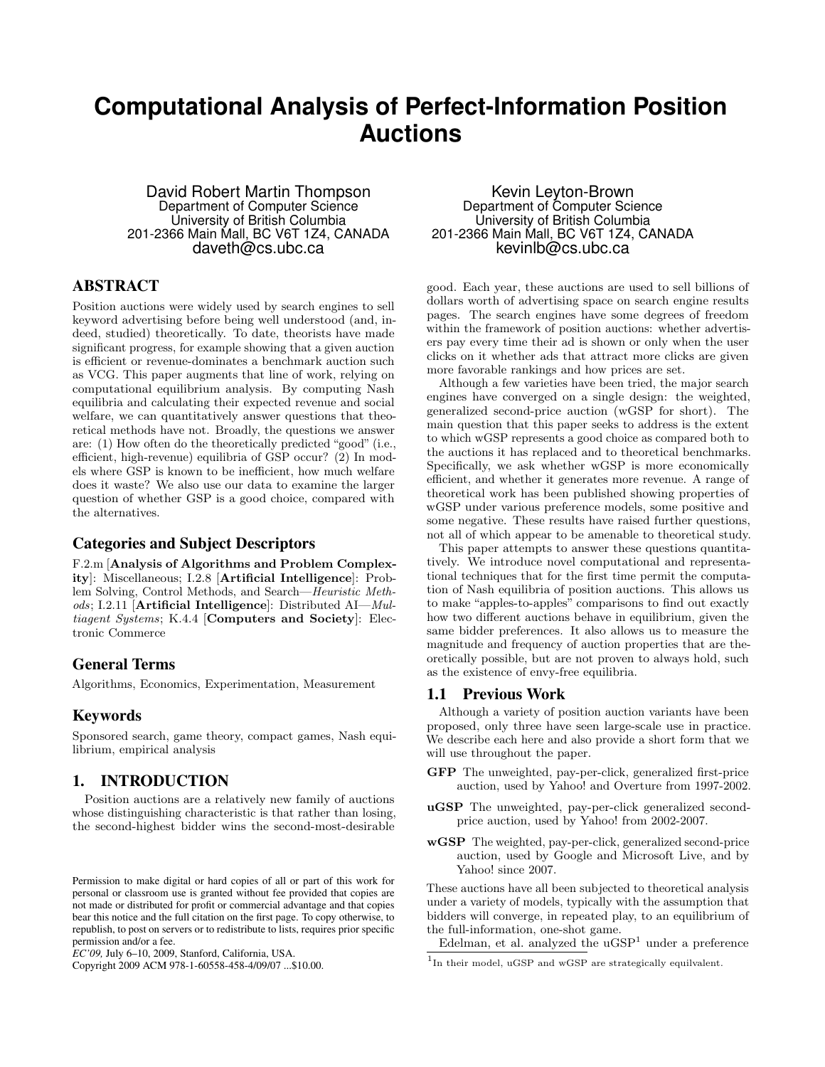# Computational Analysis of Perfect-Information Position Auctions

David Robert Martin Thompson
Department of Computer Science
University of British Columbia
201-2366 Main Mall, BC V6T 1Z4, CANADA
daveth@cs.ubc.ca

Kevin Leyton-Brown
Department of Computer Science
University of British Columbia
201-2366 Main Mall, BC V6T 1Z4, CANADA
kevinlb@cs.ubc.ca

## ABSTRACT

Position auctions were widely used by search engines to sell keyword advertising before being well understood (and, indeed, studied) theoretically. To date, theorists have made significant progress, for example showing that a given auction is efficient or revenue-dominates a benchmark auction such as VCG. This paper augments that line of work, relying on computational equilibrium analysis. By computing Nash equilibria and calculating their expected revenue and social welfare, we can quantitatively answer questions that theoretical methods have not. Broadly, the questions we answer are: (1) How often do the theoretically predicted "good" (i.e., efficient, high-revenue) equilibria of GSP occur? (2) In models where GSP is known to be inefficient, how much welfare does it waste? We also use our data to examine the larger question of whether GSP is a good choice, compared with the alternatives.

### Categories and Subject Descriptors

F.2.m [**Analysis of Algorithms and Problem Complexity**]: Miscellaneous; I.2.8 [**Artificial Intelligence**]: Problem Solving, Control Methods, and Search—*Heuristic Methods*; I.2.11 [**Artificial Intelligence**]: Distributed AI—*Multiagent Systems*; K.4.4 [**Computers and Society**]: Electronic Commerce

### General Terms

Algorithms, Economics, Experimentation, Measurement

### Keywords

Sponsored search, game theory, compact games, Nash equilibrium, empirical analysis

## 1. INTRODUCTION

Position auctions are a relatively new family of auctions whose distinguishing characteristic is that rather than losing, the second-highest bidder wins the second-most-desirable good. Each year, these auctions are used to sell billions of dollars worth of advertising space on search engine results pages. The search engines have some degrees of freedom within the framework of position auctions: whether advertisers pay every time their ad is shown or only when the user clicks on it whether ads that attract more clicks are given more favorable rankings and how prices are set.

Although a few varieties have been tried, the major search engines have converged on a single design: the weighted, generalized second-price auction (wGSP for short). The main question that this paper seeks to address is the extent to which wGSP represents a good choice as compared both to the auctions it has replaced and to theoretical benchmarks. Specifically, we ask whether wGSP is more economically efficient, and whether it generates more revenue. A range of theoretical work has been published showing properties of wGSP under various preference models, some positive and some negative. These results have raised further questions, not all of which appear to be amenable to theoretical study.

This paper attempts to answer these questions quantitatively. We introduce novel computational and representational techniques that for the first time permit the computation of Nash equilibria of position auctions. This allows us to make "apples-to-apples" comparisons to find out exactly how two different auctions behave in equilibrium, given the same bidder preferences. It also allows us to measure the magnitude and frequency of auction properties that are theoretically possible, but are not proven to always hold, such as the existence of envy-free equilibria.

### 1.1 Previous Work

Although a variety of position auction variants have been proposed, only three have seen large-scale use in practice. We describe each here and also provide a short form that we will use throughout the paper.

- **GFP** The unweighted, pay-per-click, generalized first-price auction, used by Yahoo! and Overture from 1997-2002.
- **uGSP** The unweighted, pay-per-click generalized second-price auction, used by Yahoo! from 2002-2007.
- **wGSP** The weighted, pay-per-click, generalized second-price auction, used by Google and Microsoft Live, and by Yahoo! since 2007.

These auctions have all been subjected to theoretical analysis under a variety of models, typically with the assumption that bidders will converge, in repeated play, to an equilibrium of the full-information, one-shot game.

Edelman, et al. analyzed the uGSP[1] under a preference

[1] In their model, uGSP and wGSP are strategically equilvalent.

Permission to make digital or hard copies of all or part of this work for personal or classroom use is granted without fee provided that copies are not made or distributed for profit or commercial advantage and that copies bear this notice and the full citation on the first page. To copy otherwise, to republish, to post on servers or to redistribute to lists, requires prior specific permission and/or a fee.
*EC'09,* July 6–10, 2009, Stanford, California, USA.
Copyright 2009 ACM 978-1-60558-458-4/09/07 ...$10.00.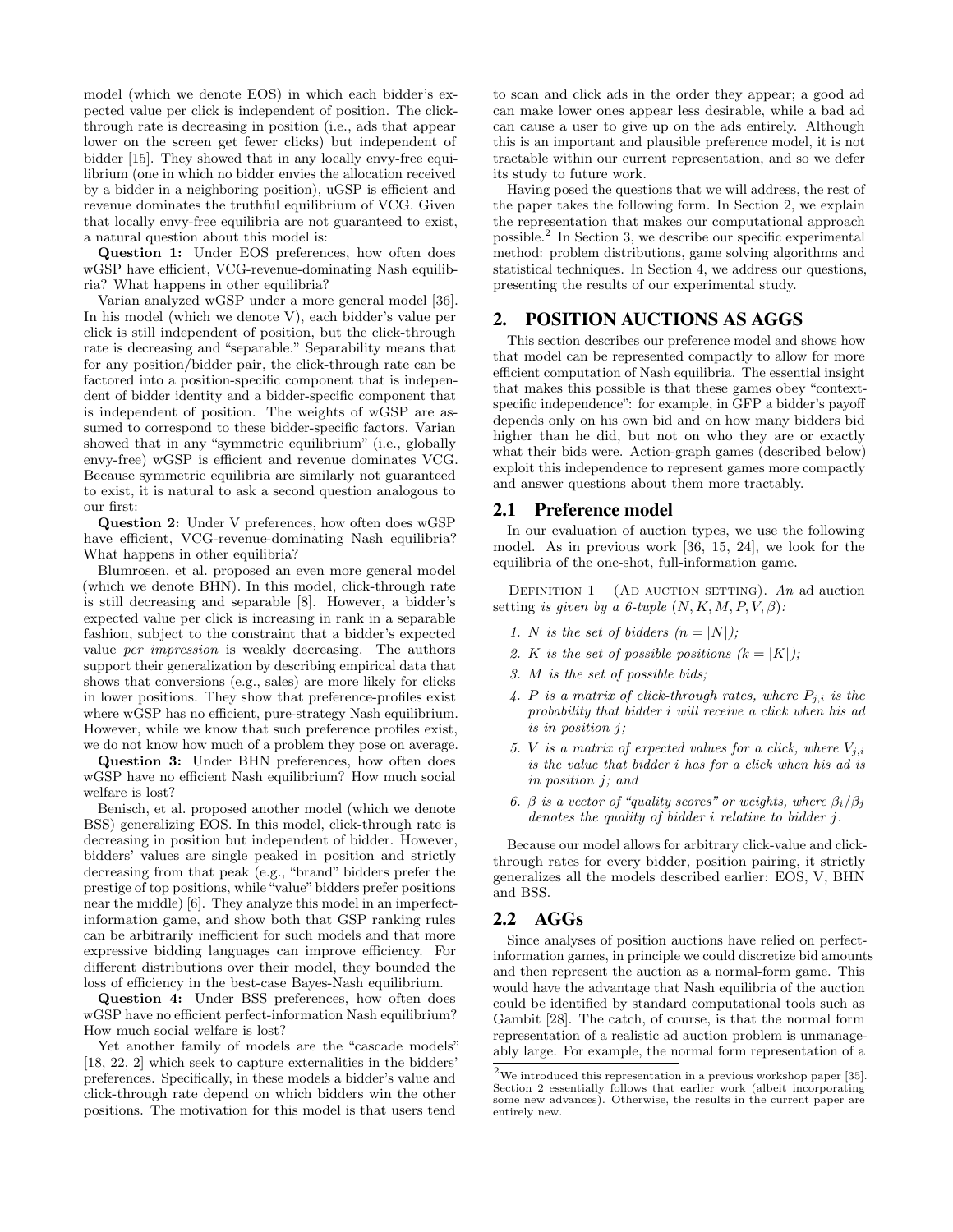model (which we denote EOS) in which each bidder's expected value per click is independent of position. The click-through rate is decreasing in position (i.e., ads that appear lower on the screen get fewer clicks) but independent of bidder [15]. They showed that in any locally envy-free equilibrium (one in which no bidder envies the allocation received by a bidder in a neighboring position), uGSP is efficient and revenue dominates the truthful equilibrium of VCG. Given that locally envy-free equilibria are not guaranteed to exist, a natural question about this model is:

**Question 1:** Under EOS preferences, how often does wGSP have efficient, VCG-revenue-dominating Nash equilibria? What happens in other equilibria?

Varian analyzed wGSP under a more general model [36]. In his model (which we denote V), each bidder's value per click is still independent of position, but the click-through rate is decreasing and "separable." Separability means that for any position/bidder pair, the click-through rate can be factored into a position-specific component that is independent of bidder identity and a bidder-specific component that is independent of position. The weights of wGSP are assumed to correspond to these bidder-specific factors. Varian showed that in any "symmetric equilibrium" (i.e., globally envy-free) wGSP is efficient and revenue dominates VCG. Because symmetric equilibria are similarly not guaranteed to exist, it is natural to ask a second question analogous to our first:

**Question 2:** Under V preferences, how often does wGSP have efficient, VCG-revenue-dominating Nash equilibria? What happens in other equilibria?

Blumrosen, et al. proposed an even more general model (which we denote BHN). In this model, click-through rate is still decreasing and separable [8]. However, a bidder's expected value per click is increasing in rank in a separable fashion, subject to the constraint that a bidder's expected value *per impression* is weakly decreasing. The authors support their generalization by describing empirical data that shows that conversions (e.g., sales) are more likely for clicks in lower positions. They show that preference-profiles exist where wGSP has no efficient, pure-strategy Nash equilibrium. However, while we know that such preference profiles exist, we do not know how much of a problem they pose on average.

**Question 3:** Under BHN preferences, how often does wGSP have no efficient Nash equilibrium? How much social welfare is lost?

Benisch, et al. proposed another model (which we denote BSS) generalizing EOS. In this model, click-through rate is decreasing in position but independent of bidder. However, bidders' values are single peaked in position and strictly decreasing from that peak (e.g., "brand" bidders prefer the prestige of top positions, while "value" bidders prefer positions near the middle) [6]. They analyze this model in an imperfect-information game, and show both that GSP ranking rules can be arbitrarily inefficient for such models and that more expressive bidding languages can improve efficiency. For different distributions over their model, they bounded the loss of efficiency in the best-case Bayes-Nash equilibrium.

**Question 4:** Under BSS preferences, how often does wGSP have no efficient perfect-information Nash equilibrium? How much social welfare is lost?

Yet another family of models are the "cascade models" [18, 22, 2] which seek to capture externalities in the bidders' preferences. Specifically, in these models a bidder's value and click-through rate depend on which bidders win the other positions. The motivation for this model is that users tend to scan and click ads in the order they appear; a good ad can make lower ones appear less desirable, while a bad ad can cause a user to give up on the ads entirely. Although this is an important and plausible preference model, it is not tractable within our current representation, and so we defer its study to future work.

Having posed the questions that we will address, the rest of the paper takes the following form. In Section 2, we explain the representation that makes our computational approach possible.[2] In Section 3, we describe our specific experimental method: problem distributions, game solving algorithms and statistical techniques. In Section 4, we address our questions, presenting the results of our experimental study.

## 2. POSITION AUCTIONS AS AGGS

This section describes our preference model and shows how that model can be represented compactly to allow for more efficient computation of Nash equilibria. The essential insight that makes this possible is that these games obey "context-specific independence": for example, in GFP a bidder's payoff depends only on his own bid and on how many bidders bid higher than he did, but not on who they are or exactly what their bids were. Action-graph games (described below) exploit this independence to represent games more compactly and answer questions about them more tractably.

### 2.1 Preference model

In our evaluation of auction types, we use the following model. As in previous work [36, 15, 24], we look for the equilibria of the one-shot, full-information game.

Definition 1 (Ad auction setting). *An* ad auction setting *is given by a 6-tuple* $(N, K, M, P, V, \beta)$*:*

1. *$N$ is the set of bidders ($n = |N|$);*
2. *$K$ is the set of possible positions ($k = |K|$);*
3. *$M$ is the set of possible bids;*
4. *$P$ is a matrix of click-through rates, where $P_{j,i}$ is the probability that bidder $i$ will receive a click when his ad is in position $j$;*
5. *$V$ is a matrix of expected values for a click, where $V_{j,i}$ is the value that bidder $i$ has for a click when his ad is in position $j$; and*
6. *$\beta$ is a vector of "quality scores" or weights, where $\beta_i/\beta_j$ denotes the quality of bidder $i$ relative to bidder $j$.*

Because our model allows for arbitrary click-value and click-through rates for every bidder, position pairing, it strictly generalizes all the models described earlier: EOS, V, BHN and BSS.

### 2.2 AGGs

Since analyses of position auctions have relied on perfect-information games, in principle we could discretize bid amounts and then represent the auction as a normal-form game. This would have the advantage that Nash equilibria of the auction could be identified by standard computational tools such as Gambit [28]. The catch, of course, is that the normal form representation of a realistic ad auction problem is unmanageably large. For example, the normal form representation of a

[2] We introduced this representation in a previous workshop paper [35]. Section 2 essentially follows that earlier work (albeit incorporating some new advances). Otherwise, the results in the current paper are entirely new.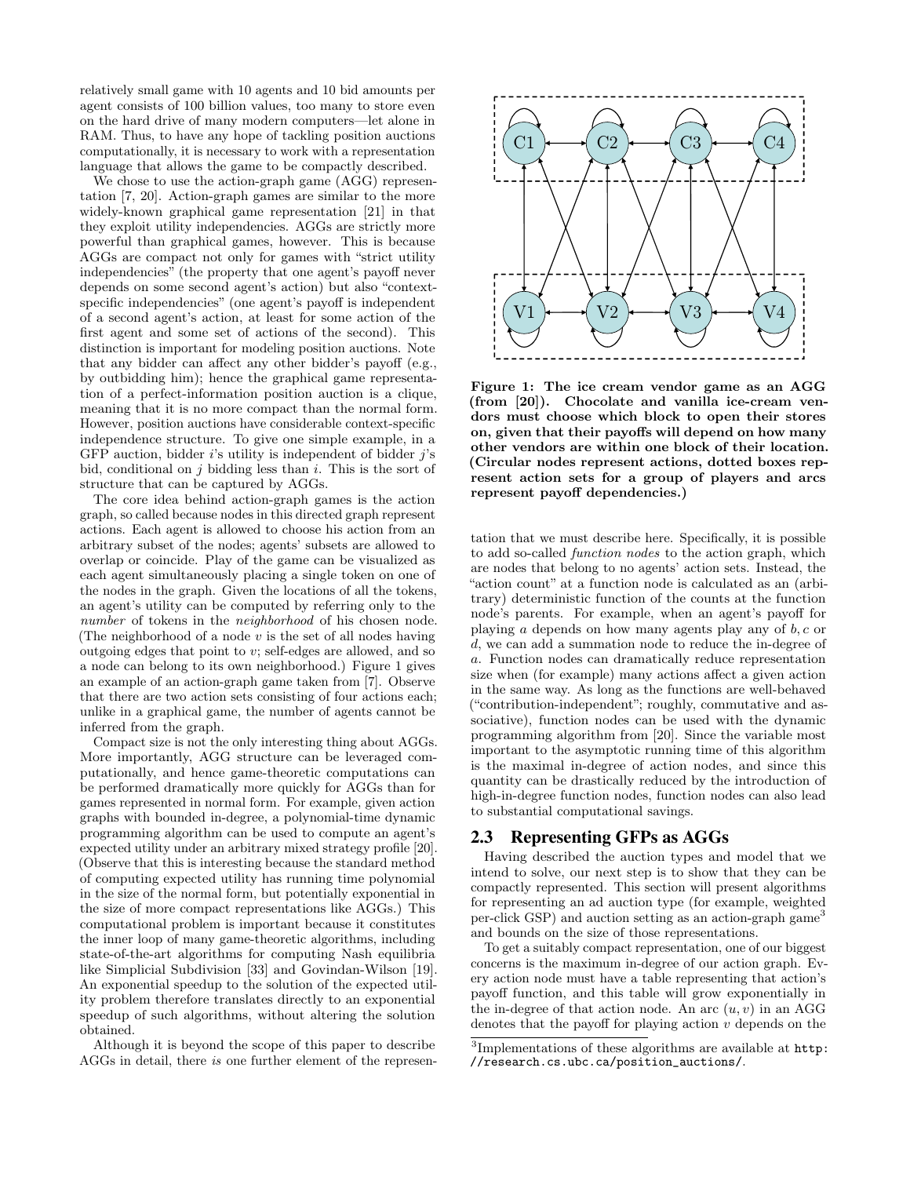relatively small game with 10 agents and 10 bid amounts per agent consists of 100 billion values, too many to store even on the hard drive of many modern computers—let alone in RAM. Thus, to have any hope of tackling position auctions computationally, it is necessary to work with a representation language that allows the game to be compactly described.

We chose to use the action-graph game (AGG) representation [7, 20]. Action-graph games are similar to the more widely-known graphical game representation [21] in that they exploit utility independencies. AGGs are strictly more powerful than graphical games, however. This is because AGGs are compact not only for games with "strict utility independencies" (the property that one agent's payoff never depends on some second agent's action) but also "context-specific independencies" (one agent's payoff is independent of a second agent's action, at least for some action of the first agent and some set of actions of the second). This distinction is important for modeling position auctions. Note that any bidder can affect any other bidder's payoff (e.g., by outbidding him); hence the graphical game representation of a perfect-information position auction is a clique, meaning that it is no more compact than the normal form. However, position auctions have considerable context-specific independence structure. To give one simple example, in a GFP auction, bidder $i$'s utility is independent of bidder $j$'s bid, conditional on $j$ bidding less than $i$. This is the sort of structure that can be captured by AGGs.

The core idea behind action-graph games is the action graph, so called because nodes in this directed graph represent actions. Each agent is allowed to choose his action from an arbitrary subset of the nodes; agents' subsets are allowed to overlap or coincide. Play of the game can be visualized as each agent simultaneously placing a single token on one of the nodes in the graph. Given the locations of all the tokens, an agent's utility can be computed by referring only to the *number* of tokens in the *neighborhood* of his chosen node. (The neighborhood of a node $v$ is the set of all nodes having outgoing edges that point to $v$; self-edges are allowed, and so a node can belong to its own neighborhood.) Figure 1 gives an example of an action-graph game taken from [7]. Observe that there are two action sets consisting of four actions each; unlike in a graphical game, the number of agents cannot be inferred from the graph.

Compact size is not the only interesting thing about AGGs. More importantly, AGG structure can be leveraged computationally, and hence game-theoretic computations can be performed dramatically more quickly for AGGs than for games represented in normal form. For example, given action graphs with bounded in-degree, a polynomial-time dynamic programming algorithm can be used to compute an agent's expected utility under an arbitrary mixed strategy profile [20]. (Observe that this is interesting because the standard method of computing expected utility has running time polynomial in the size of the normal form, but potentially exponential in the size of more compact representations like AGGs.) This computational problem is important because it constitutes the inner loop of many game-theoretic algorithms, including state-of-the-art algorithms for computing Nash equilibria like Simplicial Subdivision [33] and Govindan-Wilson [19]. An exponential speedup to the solution of the expected utility problem therefore translates directly to an exponential speedup of such algorithms, without altering the solution obtained.

Although it is beyond the scope of this paper to describe AGGs in detail, there *is* one further element of the representation that we must describe here. Specifically, it is possible to add so-called *function nodes* to the action graph, which are nodes that belong to no agents' action sets. Instead, the "action count" at a function node is calculated as an (arbitrary) deterministic function of the counts at the function node's parents. For example, when an agent's payoff for playing $a$ depends on how many agents play any of $b, c$ or $d$, we can add a summation node to reduce the in-degree of $a$. Function nodes can dramatically reduce representation size when (for example) many actions affect a given action in the same way. As long as the functions are well-behaved ("contribution-independent"; roughly, commutative and associative), function nodes can be used with the dynamic programming algorithm from [20]. Since the variable most important to the asymptotic running time of this algorithm is the maximal in-degree of action nodes, and since this quantity can be drastically reduced by the introduction of high-in-degree function nodes, function nodes can also lead to substantial computational savings.

C1
C2
C3
C4
V1
V2
V3
V4

**Figure 1: The ice cream vendor game as an AGG (from [20]). Chocolate and vanilla ice-cream vendors must choose which block to open their stores on, given that their payoffs will depend on how many other vendors are within one block of their location. (Circular nodes represent actions, dotted boxes represent action sets for a group of players and arcs represent payoff dependencies.)**

## 2.3 Representing GFPs as AGGs

Having described the auction types and model that we intend to solve, our next step is to show that they can be compactly represented. This section will present algorithms for representing an ad auction type (for example, weighted per-click GSP) and auction setting as an action-graph game[3] and bounds on the size of those representations.

To get a suitably compact representation, one of our biggest concerns is the maximum in-degree of our action graph. Every action node must have a table representing that action's payoff function, and this table will grow exponentially in the in-degree of that action node. An arc $(u, v)$ in an AGG denotes that the payoff for playing action $v$ depends on the

[3] Implementations of these algorithms are available at http://research.cs.ubc.ca/position_auctions/.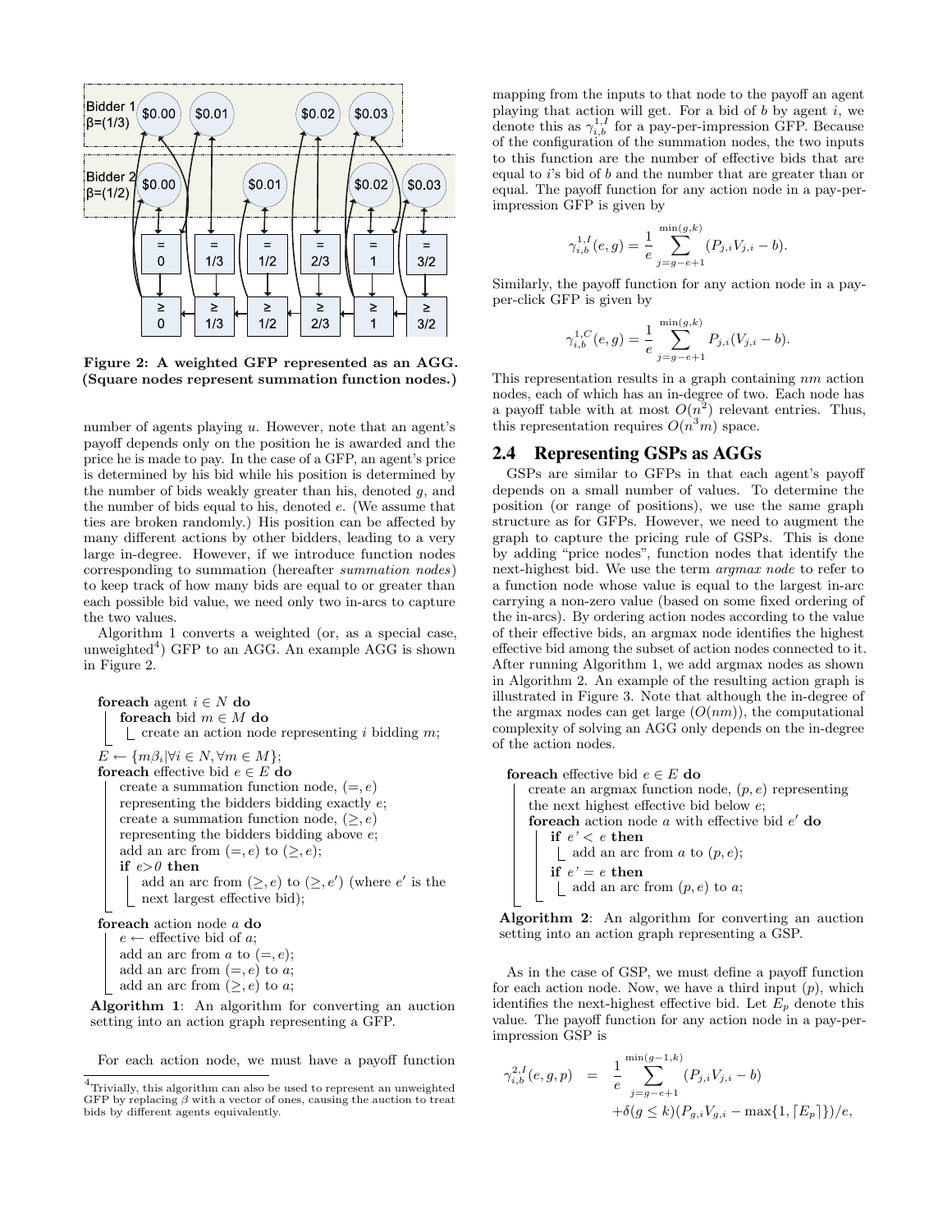Figure 2: A weighted GFP represented as an AGG. (Square nodes represent summation function nodes.)

number of agents playing $u$. However, note that an agent's payoff depends only on the position he is awarded and the price he is made to pay. In the case of a GFP, an agent's price is determined by his bid while his position is determined by the number of bids weakly greater than his, denoted $g$, and the number of bids equal to his, denoted $e$. (We assume that ties are broken randomly.) His position can be affected by many different actions by other bidders, leading to a very large in-degree. However, if we introduce function nodes corresponding to summation (hereafter *summation nodes*) to keep track of how many bids are equal to or greater than each possible bid value, we need only two in-arcs to capture the two values.

Algorithm 1 converts a weighted (or, as a special case, unweighted[4]) GFP to an AGG. An example AGG is shown in Figure 2.

```
foreach agent i ∈ N do
    foreach bid m ∈ M do
        create an action node representing i bidding m;
E ← {mβ_i | ∀i ∈ N, ∀m ∈ M};
foreach effective bid e ∈ E do
    create a summation function node, (=, e)
    representing the bidders bidding exactly e;
    create a summation function node, (≥, e)
    representing the bidders bidding above e;
    add an arc from (=, e) to (≥, e);
    if e>0 then
        add an arc from (≥, e) to (≥, e') (where e' is the
        next largest effective bid);
foreach action node a do
    e ← effective bid of a;
    add an arc from a to (=, e);
    add an arc from (=, e) to a;
    add an arc from (≥, e) to a;
```

**Algorithm 1**: An algorithm for converting an auction setting into an action graph representing a GFP.

For each action node, we must have a payoff function mapping from the inputs to that node to the payoff an agent playing that action will get. For a bid of $b$ by agent $i$, we denote this as $\gamma^{1,I}_{i,b}$ for a pay-per-impression GFP. Because of the configuration of the summation nodes, the two inputs to this function are the number of effective bids that are equal to $i$'s bid of $b$ and the number that are greater than or equal. The payoff function for any action node in a pay-per-impression GFP is given by

$$\gamma^{1,I}_{i,b}(e,g) = \frac{1}{e} \sum_{j=g-e+1}^{\min(g,k)} (P_{j,i}V_{j,i} - b).$$

Similarly, the payoff function for any action node in a pay-per-click GFP is given by

$$\gamma^{1,C}_{i,b}(e,g) = \frac{1}{e} \sum_{j=g-e+1}^{\min(g,k)} P_{j,i}(V_{j,i} - b).$$

This representation results in a graph containing $nm$ action nodes, each of which has an in-degree of two. Each node has a payoff table with at most $O(n^2)$ relevant entries. Thus, this representation requires $O(n^3m)$ space.

## 2.4 Representing GSPs as AGGs

GSPs are similar to GFPs in that each agent's payoff depends on a small number of values. To determine the position (or range of positions), we use the same graph structure as for GFPs. However, we need to augment the graph to capture the pricing rule of GSPs. This is done by adding "price nodes", function nodes that identify the next-highest bid. We use the term *argmax node* to refer to a function node whose value is equal to the largest in-arc carrying a non-zero value (based on some fixed ordering of the in-arcs). By ordering action nodes according to the value of their effective bids, an argmax node identifies the highest effective bid among the subset of action nodes connected to it. After running Algorithm 1, we add argmax nodes as shown in Algorithm 2. An example of the resulting action graph is illustrated in Figure 3. Note that although the in-degree of the argmax nodes can get large ($O(nm)$), the computational complexity of solving an AGG only depends on the in-degree of the action nodes.

```
foreach effective bid e ∈ E do
    create an argmax function node, (p, e) representing
    the next highest effective bid below e;
    foreach action node a with effective bid e' do
        if e' < e then
            add an arc from a to (p, e);
        if e' = e then
            add an arc from (p, e) to a;
```

**Algorithm 2**: An algorithm for converting an auction setting into an action graph representing a GSP.

As in the case of GSP, we must define a payoff function for each action node. Now, we have a third input ($p$), which identifies the next-highest effective bid. Let $E_p$ denote this value. The payoff function for any action node in a pay-per-impression GSP is

$$\gamma^{2,I}_{i,b}(e,g,p) = \frac{1}{e} \sum_{j=g-e+1}^{\min(g-1,k)} (P_{j,i}V_{j,i} - b) + \delta(g \le k)(P_{g,i}V_{g,i} - \max\{1, \lceil E_p \rceil\})/e,$$

[4] Trivially, this algorithm can also be used to represent an unweighted GFP by replacing $\beta$ with a vector of ones, causing the auction to treat bids by different agents equivalently.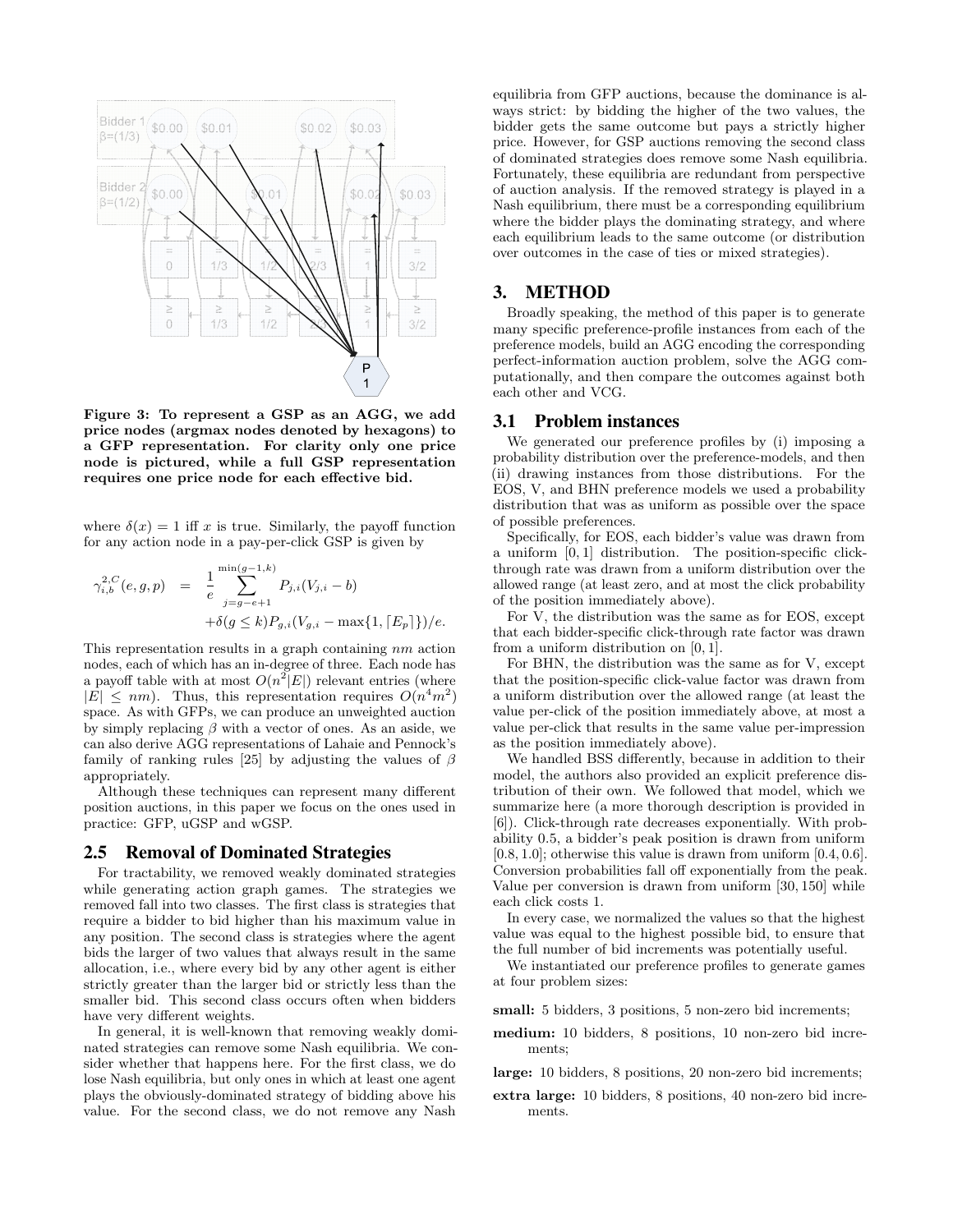Bidder 1
β=(1/3)
$0.00
$0.01
$0.02
$0.03

Bidder 2
β=(1/2)
$0.00
$0.01
$0.02
$0.03

=
0
=
1/3
=
1/2
=
2/3
=
1
=
3/2

≥
0
≥
1/3
≥
1/2
≥
2/3
≥
1
≥
3/2

P
1

**Figure 3: To represent a GSP as an AGG, we add price nodes (argmax nodes denoted by hexagons) to a GFP representation. For clarity only one price node is pictured, while a full GSP representation requires one price node for each effective bid.**

where $\delta(x) = 1$ iff $x$ is true. Similarly, the payoff function for any action node in a pay-per-click GSP is given by

$$\gamma_{i,b}^{2,C}(e, g, p) = \frac{1}{e} \sum_{j=g-e+1}^{\min(g-1,k)} P_{j,i}(V_{j,i} - b) + \delta(g \leq k) P_{g,i}(V_{g,i} - \max\{1, \lceil E_p \rceil\})/e.$$

This representation results in a graph containing $nm$ action nodes, each of which has an in-degree of three. Each node has a payoff table with at most $O(n^2|E|)$ relevant entries (where $|E| \leq nm$). Thus, this representation requires $O(n^4m^2)$ space. As with GFPs, we can produce an unweighted auction by simply replacing $\beta$ with a vector of ones. As an aside, we can also derive AGG representations of Lahaie and Pennock's family of ranking rules [25] by adjusting the values of $\beta$ appropriately.

Although these techniques can represent many different position auctions, in this paper we focus on the ones used in practice: GFP, uGSP and wGSP.

## 2.5 Removal of Dominated Strategies

For tractability, we removed weakly dominated strategies while generating action graph games. The strategies we removed fall into two classes. The first class is strategies that require a bidder to bid higher than his maximum value in any position. The second class is strategies where the agent bids the larger of two values that always result in the same allocation, i.e., where every bid by any other agent is either strictly greater than the larger bid or strictly less than the smaller bid. This second class occurs often when bidders have very different weights.

In general, it is well-known that removing weakly dominated strategies can remove some Nash equilibria. We consider whether that happens here. For the first class, we do lose Nash equilibria, but only ones in which at least one agent plays the obviously-dominated strategy of bidding above his value. For the second class, we do not remove any Nash equilibria from GFP auctions, because the dominance is always strict: by bidding the higher of the two values, the bidder gets the same outcome but pays a strictly higher price. However, for GSP auctions removing the second class of dominated strategies does remove some Nash equilibria. Fortunately, these equilibria are redundant from perspective of auction analysis. If the removed strategy is played in a Nash equilibrium, there must be a corresponding equilibrium where the bidder plays the dominating strategy, and where each equilibrium leads to the same outcome (or distribution over outcomes in the case of ties or mixed strategies).

# 3. METHOD

Broadly speaking, the method of this paper is to generate many specific preference-profile instances from each of the preference models, build an AGG encoding the corresponding perfect-information auction problem, solve the AGG computationally, and then compare the outcomes against both each other and VCG.

## 3.1 Problem instances

We generated our preference profiles by (i) imposing a probability distribution over the preference-models, and then (ii) drawing instances from those distributions. For the EOS, V, and BHN preference models we used a probability distribution that was as uniform as possible over the space of possible preferences.

Specifically, for EOS, each bidder's value was drawn from a uniform $[0, 1]$ distribution. The position-specific click-through rate was drawn from a uniform distribution over the allowed range (at least zero, and at most the click probability of the position immediately above).

For V, the distribution was the same as for EOS, except that each bidder-specific click-through rate factor was drawn from a uniform distribution on $[0, 1]$.

For BHN, the distribution was the same as for V, except that the position-specific click-value factor was drawn from a uniform distribution over the allowed range (at least the value per-click of the position immediately above, at most a value per-click that results in the same value per-impression as the position immediately above).

We handled BSS differently, because in addition to their model, the authors also provided an explicit preference distribution of their own. We followed that model, which we summarize here (a more thorough description is provided in [6]). Click-through rate decreases exponentially. With probability 0.5, a bidder's peak position is drawn from uniform $[0.8, 1.0]$; otherwise this value is drawn from uniform $[0.4, 0.6]$. Conversion probabilities fall off exponentially from the peak. Value per conversion is drawn from uniform $[30, 150]$ while each click costs 1.

In every case, we normalized the values so that the highest value was equal to the highest possible bid, to ensure that the full number of bid increments was potentially useful.

We instantiated our preference profiles to generate games at four problem sizes:

- **small:** 5 bidders, 3 positions, 5 non-zero bid increments;
- **medium:** 10 bidders, 8 positions, 10 non-zero bid increments;
- **large:** 10 bidders, 8 positions, 20 non-zero bid increments;
- **extra large:** 10 bidders, 8 positions, 40 non-zero bid increments.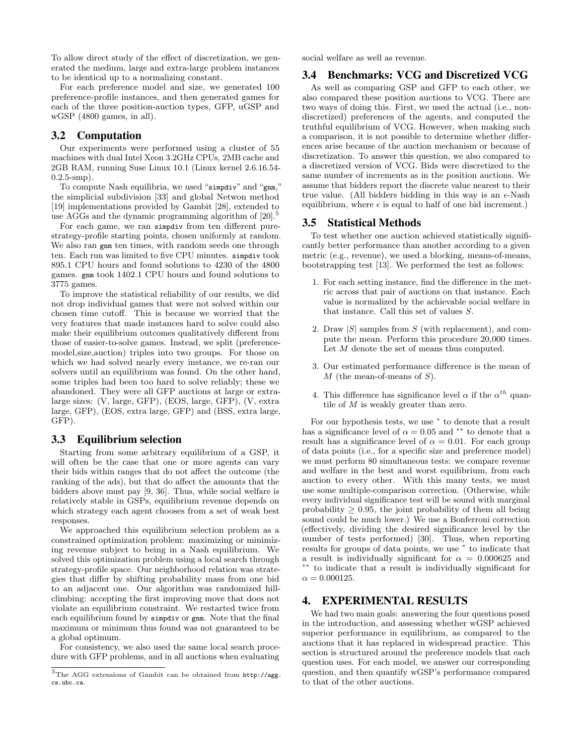To allow direct study of the effect of discretization, we generated the medium, large and extra-large problem instances to be identical up to a normalizing constant.

For each preference model and size, we generated 100 preference-profile instances, and then generated games for each of the three position-auction types, GFP, uGSP and wGSP (4800 games, in all).

### 3.2 Computation

Our experiments were performed using a cluster of 55 machines with dual Intel Xeon 3.2GHz CPUs, 2MB cache and 2GB RAM, running Suse Linux 10.1 (Linux kernel 2.6.16.54-0.2.5-smp).

To compute Nash equilibria, we used "simpdiv" and "gnm," the simplicial subdivision [33] and global Netwon method [19] implementations provided by Gambit [28], extended to use AGGs and the dynamic programming algorithm of [20].[5]

For each game, we ran simpdiv from ten different pure-strategy-profile starting points, chosen uniformly at random. We also ran gnm ten times, with random seeds one through ten. Each run was limited to five CPU minutes. simpdiv took 895.1 CPU hours and found solutions to 4230 of the 4800 games. gnm took 1402.1 CPU hours and found solutions to 3775 games.

To improve the statistical reliability of our results, we did not drop individual games that were not solved within our chosen time cutoff. This is because we worried that the very features that made instances hard to solve could also make their equilibrium outcomes qualitatively different from those of easier-to-solve games. Instead, we split (preference-model,size,auction) triples into two groups. For those on which we had solved nearly every instance, we re-ran our solvers until an equilibrium was found. On the other hand, some triples had been too hard to solve reliably; these we abandoned. They were all GFP auctions at large or extra-large sizes: (V, large, GFP), (EOS, large, GFP), (V, extra large, GFP), (EOS, extra large, GFP) and (BSS, extra large, GFP).

### 3.3 Equilibrium selection

Starting from some arbitrary equilibrium of a GSP, it will often be the case that one or more agents can vary their bids within ranges that do not affect the outcome (the ranking of the ads), but that do affect the amounts that the bidders above must pay [9, 36]. Thus, while social welfare is relatively stable in GSPs, equilibrium revenue depends on which strategy each agent chooses from a set of weak best responses.

We approached this equilibrium selection problem as a constrained optimization problem: maximizing or minimizing revenue subject to being in a Nash equilibrium. We solved this optimization problem using a local search through strategy-profile space. Our neighborhood relation was strategies that differ by shifting probability mass from one bid to an adjacent one. Our algorithm was randomized hill-climbing: accepting the first improving move that does not violate an equilibrium constraint. We restarted twice from each equilibrium found by simpdiv or gnm. Note that the final maximum or minimum thus found was not guaranteed to be a global optimum.

For consistency, we also used the same local search procedure with GFP problems, and in all auctions when evaluating social welfare as well as revenue.

### 3.4 Benchmarks: VCG and Discretized VCG

As well as comparing GSP and GFP to each other, we also compared these position auctions to VCG. There are two ways of doing this. First, we used the actual (i.e., non-discretized) preferences of the agents, and computed the truthful equilibrium of VCG. However, when making such a comparison, it is not possible to determine whether differences arise because of the auction mechanism or because of discretization. To answer this question, we also compared to a discretized version of VCG. Bids were discretized to the same number of increments as in the position auctions. We assume that bidders report the discrete value nearest to their true value. (All bidders bidding in this way is an $\epsilon$-Nash equilibrium, where $\epsilon$ is equal to half of one bid increment.)

### 3.5 Statistical Methods

To test whether one auction achieved statistically significantly better performance than another according to a given metric (e.g., revenue), we used a blocking, means-of-means, bootstrapping test [13]. We performed the test as follows:

1. For each setting instance, find the difference in the metric across that pair of auctions on that instance. Each value is normalized by the achievable social welfare in that instance. Call this set of values $S$.
2. Draw $|S|$ samples from $S$ (with replacement), and compute the mean. Perform this procedure 20,000 times. Let $M$ denote the set of means thus computed.
3. Our estimated performance difference is the mean of $M$ (the mean-of-means of $S$).
4. This difference has significance level $\alpha$ if the $\alpha^{th}$ quantile of $M$ is weakly greater than zero.

For our hypothesis tests, we use $^{*}$ to denote that a result has a significance level of $\alpha = 0.05$ and $^{**}$ to denote that a result has a significance level of $\alpha = 0.01$. For each group of data points (i.e., for a specific size and preference model) we must perform 80 simultaneous tests: we compare revenue and welfare in the best and worst equilibrium, from each auction to every other. With this many tests, we must use some multiple-comparison correction. (Otherwise, while every individual significance test will be sound with marginal probability $\geq 0.95$, the joint probability of them all being sound could be much lower.) We use a Bonferroni correction (effectively, dividing the desired significance level by the number of tests performed) [30]. Thus, when reporting results for groups of data points, we use $^{*}$ to indicate that a result is individually significant for $\alpha = 0.000625$ and $^{**}$ to indicate that a result is individually significant for $\alpha = 0.000125$.

## 4. EXPERIMENTAL RESULTS

We had two main goals: answering the four questions posed in the introduction, and assessing whether wGSP achieved superior performance in equilibrium, as compared to the auctions that it has replaced in widespread practice. This section is structured around the preference models that each question uses. For each model, we answer our corresponding question, and then quantify wGSP's performance compared to that of the other auctions.

[5]The AGG extensions of Gambit can be obtained from http://agg.cs.ubc.ca.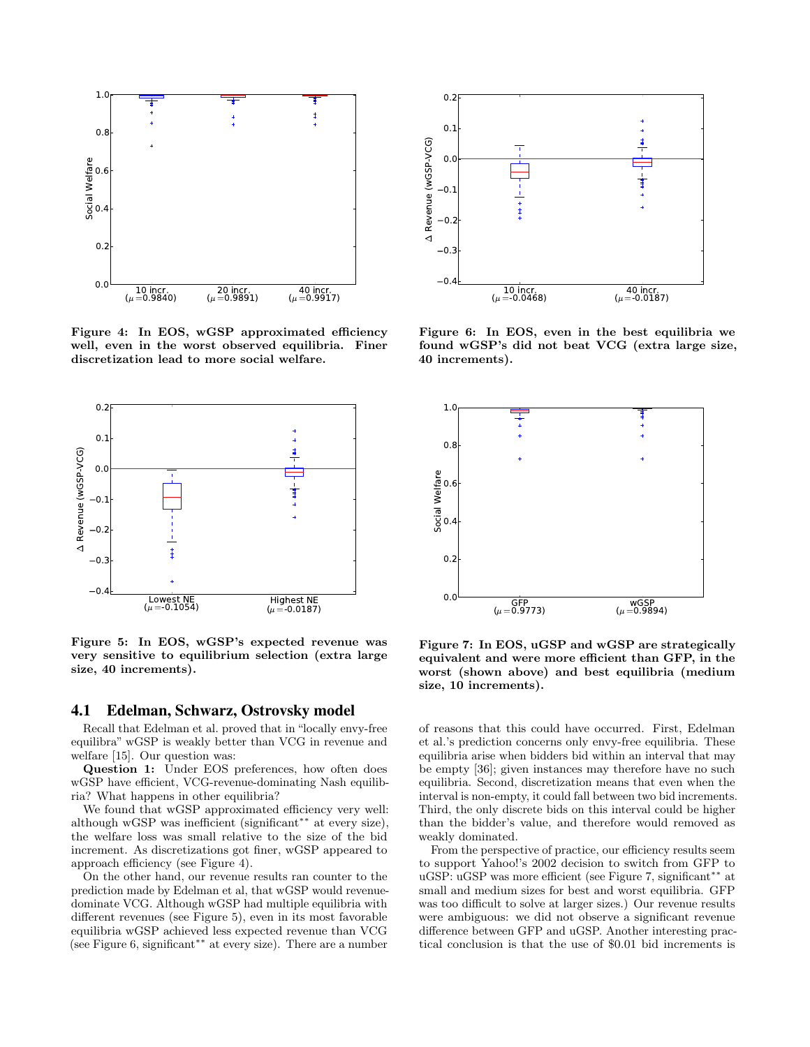**Figure 4: In EOS, wGSP approximated efficiency well, even in the worst observed equilibria. Finer discretization lead to more social welfare.**

**Figure 6: In EOS, even in the best equilibria we found wGSP's did not beat VCG (extra large size, 40 increments).**

**Figure 5: In EOS, wGSP's expected revenue was very sensitive to equilibrium selection (extra large size, 40 increments).**

**Figure 7: In EOS, uGSP and wGSP are strategically equivalent and were more efficient than GFP, in the worst (shown above) and best equilibria (medium size, 10 increments).**

## 4.1 Edelman, Schwarz, Ostrovsky model

Recall that Edelman et al. proved that in "locally envy-free equilibra" wGSP is weakly better than VCG in revenue and welfare [15]. Our question was:

**Question 1:** Under EOS preferences, how often does wGSP have efficient, VCG-revenue-dominating Nash equilibria? What happens in other equilibria?

We found that wGSP approximated efficiency very well: although wGSP was inefficient (significant** at every size), the welfare loss was small relative to the size of the bid increment. As discretizations got finer, wGSP appeared to approach efficiency (see Figure 4).

On the other hand, our revenue results ran counter to the prediction made by Edelman et al, that wGSP would revenue-dominate VCG. Although wGSP had multiple equilibria with different revenues (see Figure 5), even in its most favorable equilibria wGSP achieved less expected revenue than VCG (see Figure 6, significant** at every size). There are a number of reasons that this could have occurred. First, Edelman et al.'s prediction concerns only envy-free equilibria. These equilibria arise when bidders bid within an interval that may be empty [36]; given instances may therefore have no such equilibria. Second, discretization means that even when the interval is non-empty, it could fall between two bid increments. Third, the only discrete bids on this interval could be higher than the bidder's value, and therefore would removed as weakly dominated.

From the perspective of practice, our efficiency results seem to support Yahoo!'s 2002 decision to switch from GFP to uGSP: uGSP was more efficient (see Figure 7, significant** at small and medium sizes for best and worst equilibria. GFP was too difficult to solve at larger sizes.) Our revenue results were ambiguous: we did not observe a significant revenue difference between GFP and uGSP. Another interesting practical conclusion is that the use of \$0.01 bid increments is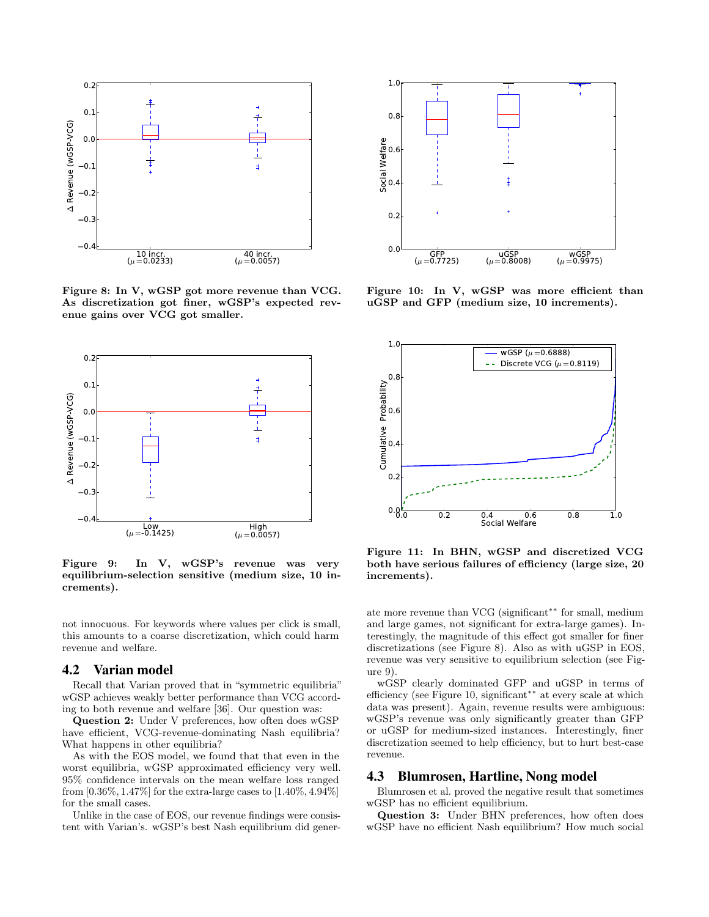Figure 8: In V, wGSP got more revenue than VCG. As discretization got finer, wGSP's expected revenue gains over VCG got smaller.

Figure 9: In V, wGSP's revenue was very equilibrium-selection sensitive (medium size, 10 increments).

Figure 10: In V, wGSP was more efficient than uGSP and GFP (medium size, 10 increments).

Figure 11: In BHN, wGSP and discretized VCG both have serious failures of efficiency (large size, 20 increments).

not innocuous. For keywords where values per click is small, this amounts to a coarse discretization, which could harm revenue and welfare.

## 4.2 Varian model

Recall that Varian proved that in "symmetric equilibria" wGSP achieves weakly better performance than VCG according to both revenue and welfare [36]. Our question was:

**Question 2:** Under V preferences, how often does wGSP have efficient, VCG-revenue-dominating Nash equilibria? What happens in other equilibria?

As with the EOS model, we found that that even in the worst equilibria, wGSP approximated efficiency very well. 95% confidence intervals on the mean welfare loss ranged from [0.36%, 1.47%] for the extra-large cases to [1.40%, 4.94%] for the small cases.

Unlike in the case of EOS, our revenue findings were consistent with Varian's. wGSP's best Nash equilibrium did generate more revenue than VCG (significant** for small, medium and large games, not significant for extra-large games). Interestingly, the magnitude of this effect got smaller for finer discretizations (see Figure 8). Also as with uGSP in EOS, revenue was very sensitive to equilibrium selection (see Figure 9).

wGSP clearly dominated GFP and uGSP in terms of efficiency (see Figure 10, significant** at every scale at which data was present). Again, revenue results were ambiguous: wGSP's revenue was only significantly greater than GFP or uGSP for medium-sized instances. Interestingly, finer discretization seemed to help efficiency, but to hurt best-case revenue.

## 4.3 Blumrosen, Hartline, Nong model

Blumrosen et al. proved the negative result that sometimes wGSP has no efficient equilibrium.

**Question 3:** Under BHN preferences, how often does wGSP have no efficient Nash equilibrium? How much social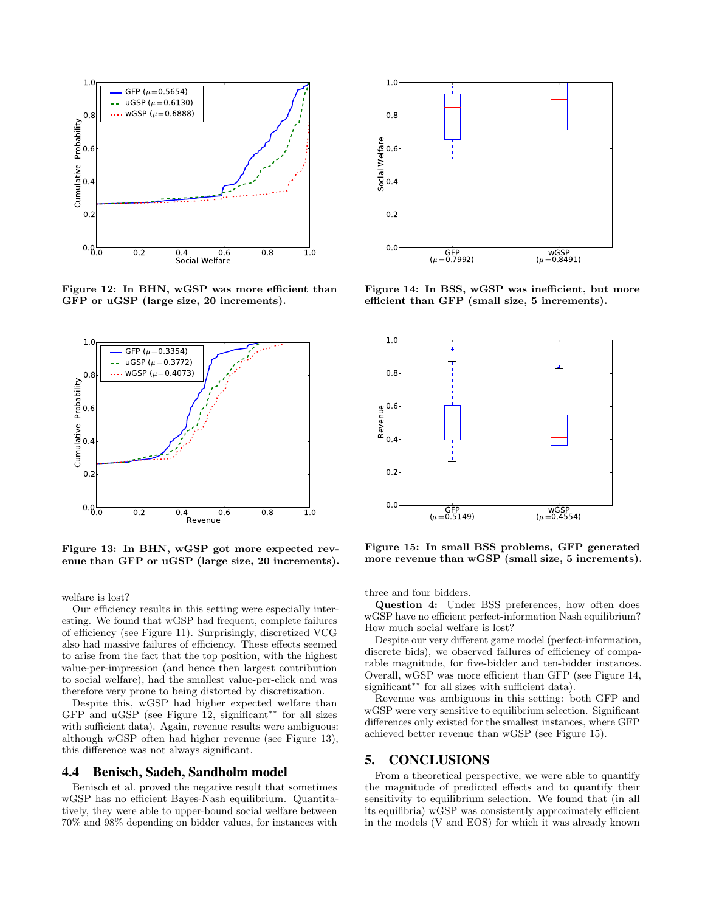Figure 12: In BHN, wGSP was more efficient than GFP or uGSP (large size, 20 increments).

Figure 13: In BHN, wGSP got more expected revenue than GFP or uGSP (large size, 20 increments).

welfare is lost?

Our efficiency results in this setting were especially interesting. We found that wGSP had frequent, complete failures of efficiency (see Figure 11). Surprisingly, discretized VCG also had massive failures of efficiency. These effects seemed to arise from the fact that the top position, with the highest value-per-impression (and hence then largest contribution to social welfare), had the smallest value-per-click and was therefore very prone to being distorted by discretization.

Despite this, wGSP had higher expected welfare than GFP and uGSP (see Figure 12, significant** for all sizes with sufficient data). Again, revenue results were ambiguous: although wGSP often had higher revenue (see Figure 13), this difference was not always significant.

## 4.4 Benisch, Sadeh, Sandholm model

Benisch et al. proved the negative result that sometimes wGSP has no efficient Bayes-Nash equilibrium. Quantitatively, they were able to upper-bound social welfare between 70% and 98% depending on bidder values, for instances with three and four bidders.

**Question 4:** Under BSS preferences, how often does wGSP have no efficient perfect-information Nash equilibrium? How much social welfare is lost?

Despite our very different game model (perfect-information, discrete bids), we observed failures of efficiency of comparable magnitude, for five-bidder and ten-bidder instances. Overall, wGSP was more efficient than GFP (see Figure 14, significant** for all sizes with sufficient data).

Revenue was ambiguous in this setting: both GFP and wGSP were very sensitive to equilibrium selection. Significant differences only existed for the smallest instances, where GFP achieved better revenue than wGSP (see Figure 15).

Figure 14: In BSS, wGSP was inefficient, but more efficient than GFP (small size, 5 increments).

Figure 15: In small BSS problems, GFP generated more revenue than wGSP (small size, 5 increments).

## 5. CONCLUSIONS

From a theoretical perspective, we were able to quantify the magnitude of predicted effects and to quantify their sensitivity to equilibrium selection. We found that (in all its equilibria) wGSP was consistently approximately efficient in the models (V and EOS) for which it was already known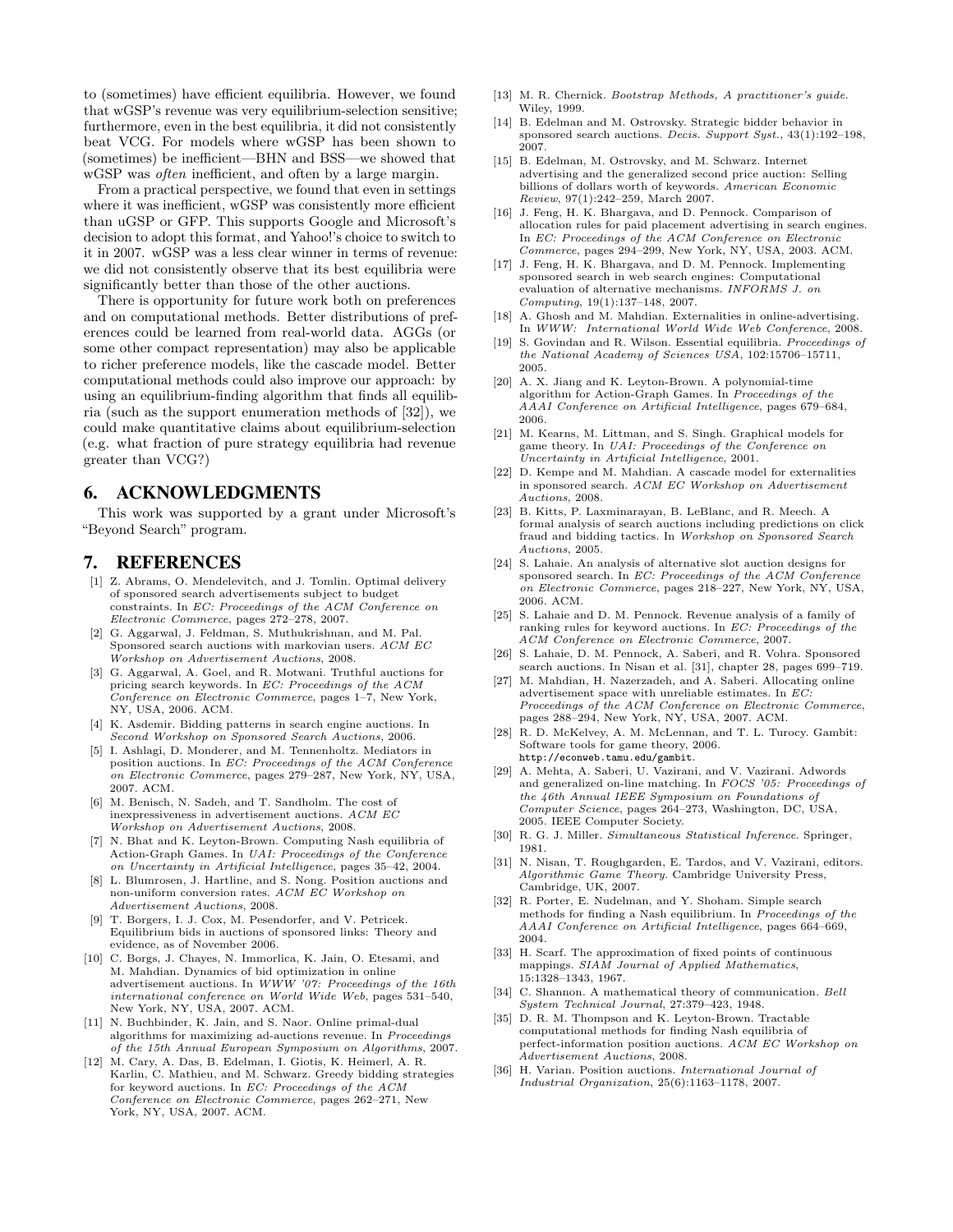to (sometimes) have efficient equilibria. However, we found that wGSP's revenue was very equilibrium-selection sensitive; furthermore, even in the best equilibria, it did not consistently beat VCG. For models where wGSP has been shown to (sometimes) be inefficient—BHN and BSS—we showed that wGSP was *often* inefficient, and often by a large margin.

From a practical perspective, we found that even in settings where it was inefficient, wGSP was consistently more efficient than uGSP or GFP. This supports Google and Microsoft's decision to adopt this format, and Yahoo!'s choice to switch to it in 2007. wGSP was a less clear winner in terms of revenue: we did not consistently observe that its best equilibria were significantly better than those of the other auctions.

There is opportunity for future work both on preferences and on computational methods. Better distributions of preferences could be learned from real-world data. AGGs (or some other compact representation) may also be applicable to richer preference models, like the cascade model. Better computational methods could also improve our approach: by using an equilibrium-finding algorithm that finds all equilibria (such as the support enumeration methods of [32]), we could make quantitative claims about equilibrium-selection (e.g. what fraction of pure strategy equilibria had revenue greater than VCG?)

## 6. ACKNOWLEDGMENTS

This work was supported by a grant under Microsoft's "Beyond Search" program.

## 7. REFERENCES

[1] Z. Abrams, O. Mendelevitch, and J. Tomlin. Optimal delivery of sponsored search advertisements subject to budget constraints. In *EC: Proceedings of the ACM Conference on Electronic Commerce*, pages 272–278, 2007.

[2] G. Aggarwal, J. Feldman, S. Muthukrishnan, and M. Pal. Sponsored search auctions with markovian users. *ACM EC Workshop on Advertisement Auctions*, 2008.

[3] G. Aggarwal, A. Goel, and R. Motwani. Truthful auctions for pricing search keywords. In *EC: Proceedings of the ACM Conference on Electronic Commerce*, pages 1–7, New York, NY, USA, 2006. ACM.

[4] K. Asdemir. Bidding patterns in search engine auctions. In *Second Workshop on Sponsored Search Auctions*, 2006.

[5] I. Ashlagi, D. Monderer, and M. Tennenholtz. Mediators in position auctions. In *EC: Proceedings of the ACM Conference on Electronic Commerce*, pages 279–287, New York, NY, USA, 2007. ACM.

[6] M. Benisch, N. Sadeh, and T. Sandholm. The cost of inexpressiveness in advertisement auctions. *ACM EC Workshop on Advertisement Auctions*, 2008.

[7] N. Bhat and K. Leyton-Brown. Computing Nash equilibria of Action-Graph Games. In *UAI: Proceedings of the Conference on Uncertainty in Artificial Intelligence*, pages 35–42, 2004.

[8] L. Blumrosen, J. Hartline, and S. Nong. Position auctions and non-uniform conversion rates. *ACM EC Workshop on Advertisement Auctions*, 2008.

[9] T. Borgers, I. J. Cox, M. Pesendorfer, and V. Petricek. Equilibrium bids in auctions of sponsored links: Theory and evidence, as of November 2006.

[10] C. Borgs, J. Chayes, N. Immorlica, K. Jain, O. Etesami, and M. Mahdian. Dynamics of bid optimization in online advertisement auctions. In *WWW '07: Proceedings of the 16th international conference on World Wide Web*, pages 531–540, New York, NY, USA, 2007. ACM.

[11] N. Buchbinder, K. Jain, and S. Naor. Online primal-dual algorithms for maximizing ad-auctions revenue. In *Proceedings of the 15th Annual European Symposium on Algorithms*, 2007.

[12] M. Cary, A. Das, B. Edelman, I. Giotis, K. Heimerl, A. R. Karlin, C. Mathieu, and M. Schwarz. Greedy bidding strategies for keyword auctions. In *EC: Proceedings of the ACM Conference on Electronic Commerce*, pages 262–271, New York, NY, USA, 2007. ACM.

[13] M. R. Chernick. *Bootstrap Methods, A practitioner's guide.* Wiley, 1999.

[14] B. Edelman and M. Ostrovsky. Strategic bidder behavior in sponsored search auctions. *Decis. Support Syst.*, 43(1):192–198, 2007.

[15] B. Edelman, M. Ostrovsky, and M. Schwarz. Internet advertising and the generalized second price auction: Selling billions of dollars worth of keywords. *American Economic Review*, 97(1):242–259, March 2007.

[16] J. Feng, H. K. Bhargava, and D. Pennock. Comparison of allocation rules for paid placement advertising in search engines. In *EC: Proceedings of the ACM Conference on Electronic Commerce*, pages 294–299, New York, NY, USA, 2003. ACM.

[17] J. Feng, H. K. Bhargava, and D. M. Pennock. Implementing sponsored search in web search engines: Computational evaluation of alternative mechanisms. *INFORMS J. on Computing*, 19(1):137–148, 2007.

[18] A. Ghosh and M. Mahdian. Externalities in online-advertising. In *WWW: International World Wide Web Conference*, 2008.

[19] S. Govindan and R. Wilson. Essential equilibria. *Proceedings of the National Academy of Sciences USA*, 102:15706–15711, 2005.

[20] A. X. Jiang and K. Leyton-Brown. A polynomial-time algorithm for Action-Graph Games. In *Proceedings of the AAAI Conference on Artificial Intelligence*, pages 679–684, 2006.

[21] M. Kearns, M. Littman, and S. Singh. Graphical models for game theory. In *UAI: Proceedings of the Conference on Uncertainty in Artificial Intelligence*, 2001.

[22] D. Kempe and M. Mahdian. A cascade model for externalities in sponsored search. *ACM EC Workshop on Advertisement Auctions*, 2008.

[23] B. Kitts, P. Laxminarayan, B. LeBlanc, and R. Meech. A formal analysis of search auctions including predictions on click fraud and bidding tactics. In *Workshop on Sponsored Search Auctions*, 2005.

[24] S. Lahaie. An analysis of alternative slot auction designs for sponsored search. In *EC: Proceedings of the ACM Conference on Electronic Commerce*, pages 218–227, New York, NY, USA, 2006. ACM.

[25] S. Lahaie and D. M. Pennock. Revenue analysis of a family of ranking rules for keyword auctions. In *EC: Proceedings of the ACM Conference on Electronic Commerce*, 2007.

[26] S. Lahaie, D. M. Pennock, A. Saberi, and R. Vohra. Sponsored search auctions. In Nisan et al. [31], chapter 28, pages 699–719.

[27] M. Mahdian, H. Nazerzadeh, and A. Saberi. Allocating online advertisement space with unreliable estimates. In *EC: Proceedings of the ACM Conference on Electronic Commerce*, pages 288–294, New York, NY, USA, 2007. ACM.

[28] R. D. McKelvey, A. M. McLennan, and T. L. Turocy. Gambit: Software tools for game theory, 2006. http://econweb.tamu.edu/gambit.

[29] A. Mehta, A. Saberi, U. Vazirani, and V. Vazirani. Adwords and generalized on-line matching. In *FOCS '05: Proceedings of the 46th Annual IEEE Symposium on Foundations of Computer Science*, pages 264–273, Washington, DC, USA, 2005. IEEE Computer Society.

[30] R. G. J. Miller. *Simultaneous Statistical Inference.* Springer, 1981.

[31] N. Nisan, T. Roughgarden, E. Tardos, and V. Vazirani, editors. *Algorithmic Game Theory.* Cambridge University Press, Cambridge, UK, 2007.

[32] R. Porter, E. Nudelman, and Y. Shoham. Simple search methods for finding a Nash equilibrium. In *Proceedings of the AAAI Conference on Artificial Intelligence*, pages 664–669, 2004.

[33] H. Scarf. The approximation of fixed points of continuous mappings. *SIAM Journal of Applied Mathematics*, 15:1328–1343, 1967.

[34] C. Shannon. A mathematical theory of communication. *Bell System Technical Journal*, 27:379–423, 1948.

[35] D. R. M. Thompson and K. Leyton-Brown. Tractable computational methods for finding Nash equilibria of perfect-information position auctions. *ACM EC Workshop on Advertisement Auctions*, 2008.

[36] H. Varian. Position auctions. *International Journal of Industrial Organization*, 25(6):1163–1178, 2007.